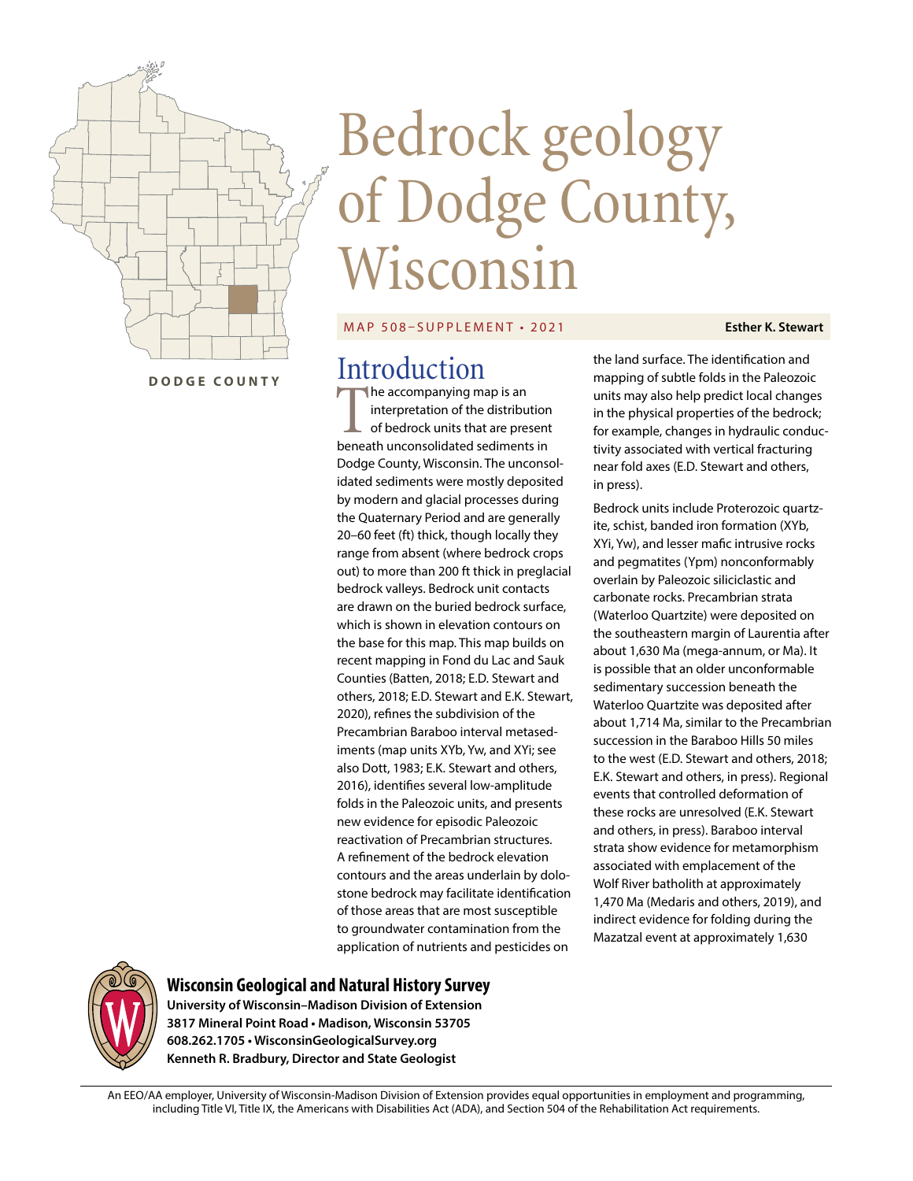DODGE COUNTY

# Bedrock geology of Dodge County, Wisconsin

MAP 508–SUPPLEMENT • 2021

**Esther K. Stewart**

## Introduction

The accompanying map is an interpretation of the distribution of bedrock units that are present beneath unconsolidated sediments in Dodge County, Wisconsin. The unconsolidated sediments were mostly deposited by modern and glacial processes during the Quaternary Period and are generally 20–60 feet (ft) thick, though locally they range from absent (where bedrock crops out) to more than 200 ft thick in preglacial bedrock valleys. Bedrock unit contacts are drawn on the buried bedrock surface, which is shown in elevation contours on the base for this map. This map builds on recent mapping in Fond du Lac and Sauk Counties (Batten, 2018; E.D. Stewart and others, 2018; E.D. Stewart and E.K. Stewart, 2020), refines the subdivision of the Precambrian Baraboo interval metasediments (map units XYb, Yw, and XYi; see also Dott, 1983; E.K. Stewart and others, 2016), identifies several low-amplitude folds in the Paleozoic units, and presents new evidence for episodic Paleozoic reactivation of Precambrian structures. A refinement of the bedrock elevation contours and the areas underlain by dolostone bedrock may facilitate identification of those areas that are most susceptible to groundwater contamination from the application of nutrients and pesticides on the land surface. The identification and mapping of subtle folds in the Paleozoic units may also help predict local changes in the physical properties of the bedrock; for example, changes in hydraulic conductivity associated with vertical fracturing near fold axes (E.D. Stewart and others, in press).

Bedrock units include Proterozoic quartzite, schist, banded iron formation (XYb, XYi, Yw), and lesser mafic intrusive rocks and pegmatites (Ypm) nonconformably overlain by Paleozoic siliciclastic and carbonate rocks. Precambrian strata (Waterloo Quartzite) were deposited on the southeastern margin of Laurentia after about 1,630 Ma (mega-annum, or Ma). It is possible that an older unconformable sedimentary succession beneath the Waterloo Quartzite was deposited after about 1,714 Ma, similar to the Precambrian succession in the Baraboo Hills 50 miles to the west (E.D. Stewart and others, 2018; E.K. Stewart and others, in press). Regional events that controlled deformation of these rocks are unresolved (E.K. Stewart and others, in press). Baraboo interval strata show evidence for metamorphism associated with emplacement of the Wolf River batholith at approximately 1,470 Ma (Medaris and others, 2019), and indirect evidence for folding during the Mazatzal event at approximately 1,630

**Wisconsin Geological and Natural History Survey**
**University of Wisconsin–Madison Division of Extension**
**3817 Mineral Point Road • Madison, Wisconsin 53705**
**608.262.1705 • WisconsinGeologicalSurvey.org**
**Kenneth R. Bradbury, Director and State Geologist**

An EEO/AA employer, University of Wisconsin-Madison Division of Extension provides equal opportunities in employment and programming, including Title VI, Title IX, the Americans with Disabilities Act (ADA), and Section 504 of the Rehabilitation Act requirements.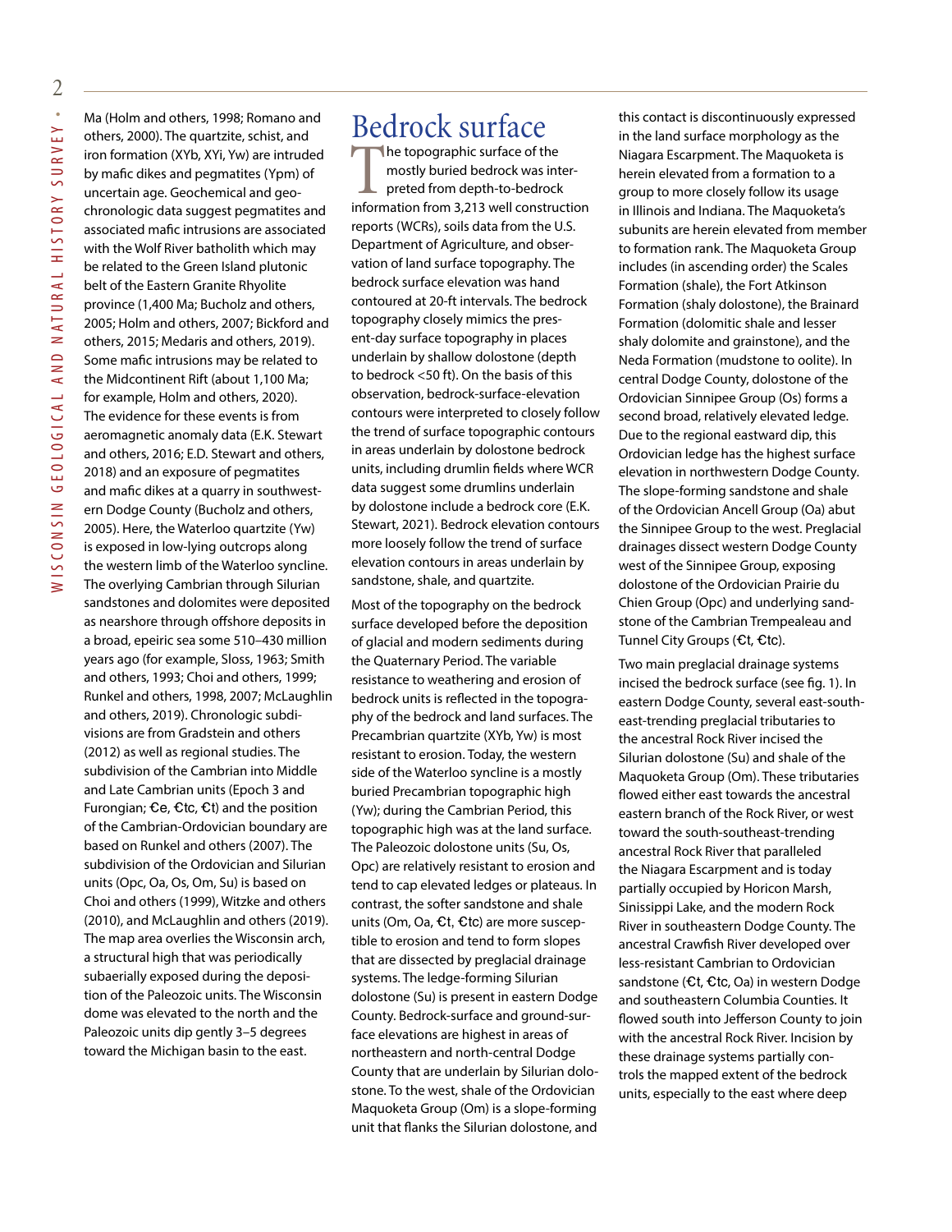Ma (Holm and others, 1998; Romano and others, 2000). The quartzite, schist, and iron formation (XYb, XYi, Yw) are intruded by mafic dikes and pegmatites (Ypm) of uncertain age. Geochemical and geochronologic data suggest pegmatites and associated mafic intrusions are associated with the Wolf River batholith which may be related to the Green Island plutonic belt of the Eastern Granite Rhyolite province (1,400 Ma; Bucholz and others, 2005; Holm and others, 2007; Bickford and others, 2015; Medaris and others, 2019). Some mafic intrusions may be related to the Midcontinent Rift (about 1,100 Ma; for example, Holm and others, 2020). The evidence for these events is from aeromagnetic anomaly data (E.K. Stewart and others, 2016; E.D. Stewart and others, 2018) and an exposure of pegmatites and mafic dikes at a quarry in southwestern Dodge County (Bucholz and others, 2005). Here, the Waterloo quartzite (Yw) is exposed in low-lying outcrops along the western limb of the Waterloo syncline. The overlying Cambrian through Silurian sandstones and dolomites were deposited as nearshore through offshore deposits in a broad, epeiric sea some 510–430 million years ago (for example, Sloss, 1963; Smith and others, 1993; Choi and others, 1999; Runkel and others, 1998, 2007; McLaughlin and others, 2019). Chronologic subdivisions are from Gradstein and others (2012) as well as regional studies. The subdivision of the Cambrian into Middle and Late Cambrian units (Epoch 3 and Furongian; Ꞓe, Ꞓtc, Ꞓt) and the position of the Cambrian-Ordovician boundary are based on Runkel and others (2007). The subdivision of the Ordovician and Silurian units (Opc, Oa, Os, Om, Su) is based on Choi and others (1999), Witzke and others (2010), and McLaughlin and others (2019). The map area overlies the Wisconsin arch, a structural high that was periodically subaerially exposed during the deposition of the Paleozoic units. The Wisconsin dome was elevated to the north and the Paleozoic units dip gently 3–5 degrees toward the Michigan basin to the east.

# Bedrock surface

The topographic surface of the mostly buried bedrock was interpreted from depth-to-bedrock information from 3,213 well construction reports (WCRs), soils data from the U.S. Department of Agriculture, and observation of land surface topography. The bedrock surface elevation was hand contoured at 20-ft intervals. The bedrock topography closely mimics the present-day surface topography in places underlain by shallow dolostone (depth to bedrock <50 ft). On the basis of this observation, bedrock-surface-elevation contours were interpreted to closely follow the trend of surface topographic contours in areas underlain by dolostone bedrock units, including drumlin fields where WCR data suggest some drumlins underlain by dolostone include a bedrock core (E.K. Stewart, 2021). Bedrock elevation contours more loosely follow the trend of surface elevation contours in areas underlain by sandstone, shale, and quartzite.

Most of the topography on the bedrock surface developed before the deposition of glacial and modern sediments during the Quaternary Period. The variable resistance to weathering and erosion of bedrock units is reflected in the topography of the bedrock and land surfaces. The Precambrian quartzite (XYb, Yw) is most resistant to erosion. Today, the western side of the Waterloo syncline is a mostly buried Precambrian topographic high (Yw); during the Cambrian Period, this topographic high was at the land surface. The Paleozoic dolostone units (Su, Os, Opc) are relatively resistant to erosion and tend to cap elevated ledges or plateaus. In contrast, the softer sandstone and shale units (Om, Oa, Ꞓt, Ꞓtc) are more susceptible to erosion and tend to form slopes that are dissected by preglacial drainage systems. The ledge-forming Silurian dolostone (Su) is present in eastern Dodge County. Bedrock-surface and ground-surface elevations are highest in areas of northeastern and north-central Dodge County that are underlain by Silurian dolostone. To the west, shale of the Ordovician Maquoketa Group (Om) is a slope-forming unit that flanks the Silurian dolostone, and this contact is discontinuously expressed in the land surface morphology as the Niagara Escarpment. The Maquoketa is herein elevated from a formation to a group to more closely follow its usage in Illinois and Indiana. The Maquoketa's subunits are herein elevated from member to formation rank. The Maquoketa Group includes (in ascending order) the Scales Formation (shale), the Fort Atkinson Formation (shaly dolostone), the Brainard Formation (dolomitic shale and lesser shaly dolomite and grainstone), and the Neda Formation (mudstone to oolite). In central Dodge County, dolostone of the Ordovician Sinnipee Group (Os) forms a second broad, relatively elevated ledge. Due to the regional eastward dip, this Ordovician ledge has the highest surface elevation in northwestern Dodge County. The slope-forming sandstone and shale of the Ordovician Ancell Group (Oa) abut the Sinnipee Group to the west. Preglacial drainages dissect western Dodge County west of the Sinnipee Group, exposing dolostone of the Ordovician Prairie du Chien Group (Opc) and underlying sandstone of the Cambrian Trempealeau and Tunnel City Groups (Ꞓt, Ꞓtc).

Two main preglacial drainage systems incised the bedrock surface (see fig. 1). In eastern Dodge County, several east-southeast-trending preglacial tributaries to the ancestral Rock River incised the Silurian dolostone (Su) and shale of the Maquoketa Group (Om). These tributaries flowed either east towards the ancestral eastern branch of the Rock River, or west toward the south-southeast-trending ancestral Rock River that paralleled the Niagara Escarpment and is today partially occupied by Horicon Marsh, Sinissippi Lake, and the modern Rock River in southeastern Dodge County. The ancestral Crawfish River developed over less-resistant Cambrian to Ordovician sandstone (Ꞓt, Ꞓtc, Oa) in western Dodge and southeastern Columbia Counties. It flowed south into Jefferson County to join with the ancestral Rock River. Incision by these drainage systems partially controls the mapped extent of the bedrock units, especially to the east where deep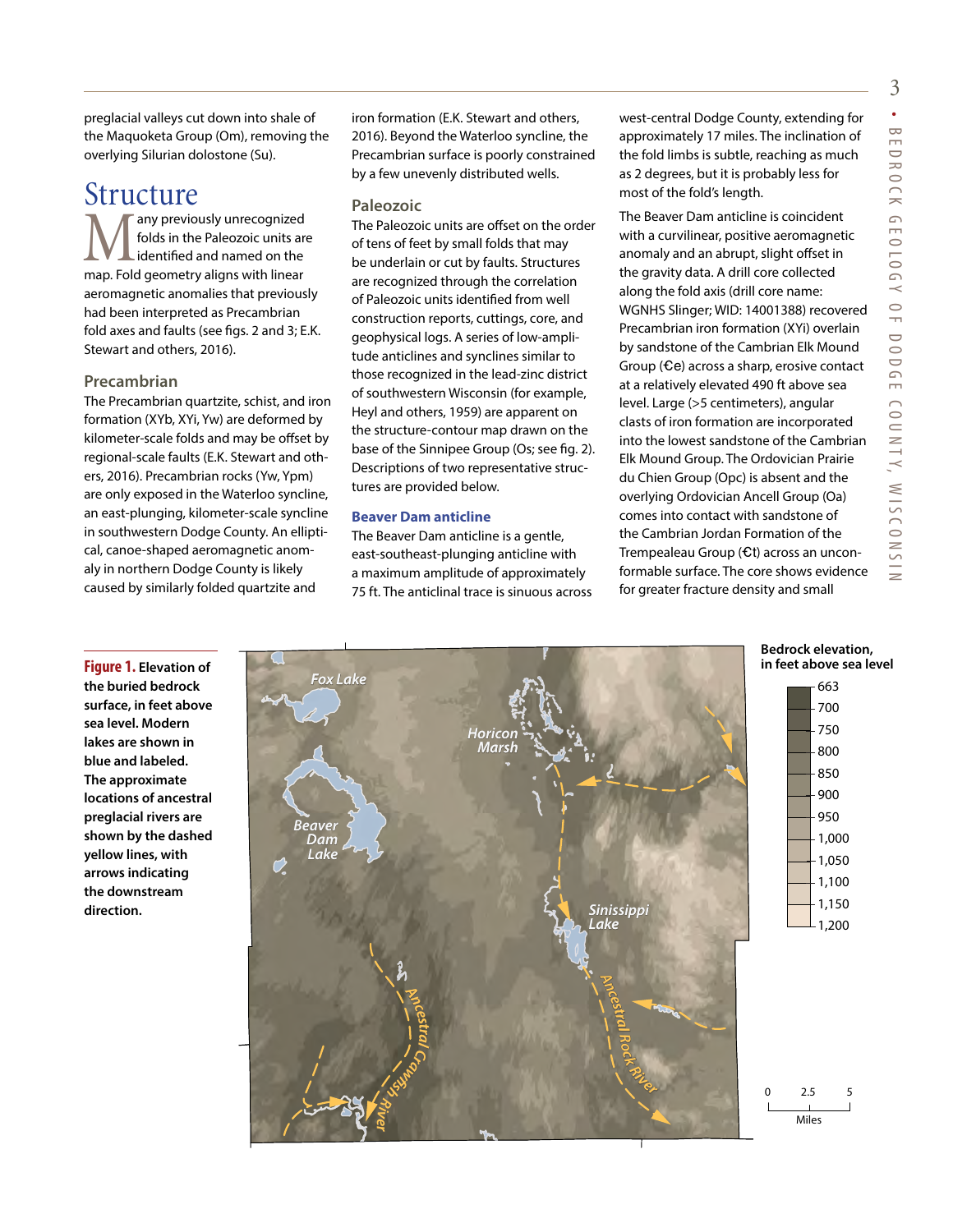preglacial valleys cut down into shale of the Maquoketa Group (Om), removing the overlying Silurian dolostone (Su).

## Structure

Many previously unrecognized folds in the Paleozoic units are identified and named on the map. Fold geometry aligns with linear aeromagnetic anomalies that previously had been interpreted as Precambrian fold axes and faults (see figs. 2 and 3; E.K. Stewart and others, 2016).

### Precambrian

The Precambrian quartzite, schist, and iron formation (XYb, XYi, Yw) are deformed by kilometer-scale folds and may be offset by regional-scale faults (E.K. Stewart and others, 2016). Precambrian rocks (Yw, Ypm) are only exposed in the Waterloo syncline, an east-plunging, kilometer-scale syncline in southwestern Dodge County. An elliptical, canoe-shaped aeromagnetic anomaly in northern Dodge County is likely caused by similarly folded quartzite and iron formation (E.K. Stewart and others, 2016). Beyond the Waterloo syncline, the Precambrian surface is poorly constrained by a few unevenly distributed wells.

### Paleozoic

The Paleozoic units are offset on the order of tens of feet by small folds that may be underlain or cut by faults. Structures are recognized through the correlation of Paleozoic units identified from well construction reports, cuttings, core, and geophysical logs. A series of low-amplitude anticlines and synclines similar to those recognized in the lead-zinc district of southwestern Wisconsin (for example, Heyl and others, 1959) are apparent on the structure-contour map drawn on the base of the Sinnipee Group (Os; see fig. 2). Descriptions of two representative structures are provided below.

#### Beaver Dam anticline

The Beaver Dam anticline is a gentle, east-southeast-plunging anticline with a maximum amplitude of approximately 75 ft. The anticlinal trace is sinuous across west-central Dodge County, extending for approximately 17 miles. The inclination of the fold limbs is subtle, reaching as much as 2 degrees, but it is probably less for most of the fold's length.

The Beaver Dam anticline is coincident with a curvilinear, positive aeromagnetic anomaly and an abrupt, slight offset in the gravity data. A drill core collected along the fold axis (drill core name: WGNHS Slinger; WID: 14001388) recovered Precambrian iron formation (XYi) overlain by sandstone of the Cambrian Elk Mound Group (Ꞓe) across a sharp, erosive contact at a relatively elevated 490 ft above sea level. Large (>5 centimeters), angular clasts of iron formation are incorporated into the lowest sandstone of the Cambrian Elk Mound Group. The Ordovician Prairie du Chien Group (Opc) is absent and the overlying Ordovician Ancell Group (Oa) comes into contact with sandstone of the Cambrian Jordan Formation of the Trempealeau Group (Ꞓt) across an unconformable surface. The core shows evidence for greater fracture density and small

**Figure 1.** Elevation of the buried bedrock surface, in feet above sea level. Modern lakes are shown in blue and labeled. The approximate locations of ancestral preglacial rivers are shown by the dashed yellow lines, with arrows indicating the downstream direction.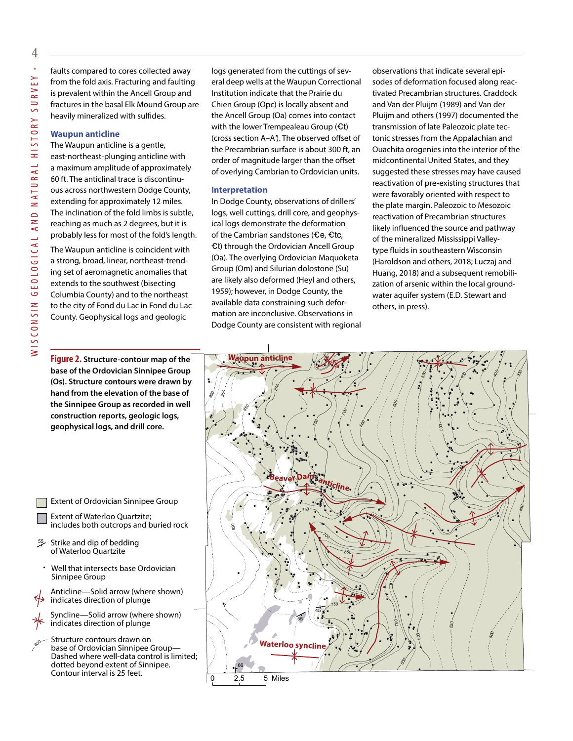faults compared to cores collected away from the fold axis. Fracturing and faulting is prevalent within the Ancell Group and fractures in the basal Elk Mound Group are heavily mineralized with sulfides.

### Waupun anticline

The Waupun anticline is a gentle, east-northeast-plunging anticline with a maximum amplitude of approximately 60 ft. The anticlinal trace is discontinuous across northwestern Dodge County, extending for approximately 12 miles. The inclination of the fold limbs is subtle, reaching as much as 2 degrees, but it is probably less for most of the fold's length.

The Waupun anticline is coincident with a strong, broad, linear, northeast-trending set of aeromagnetic anomalies that extends to the southwest (bisecting Columbia County) and to the northeast to the city of Fond du Lac in Fond du Lac County. Geophysical logs and geologic logs generated from the cuttings of several deep wells at the Waupun Correctional Institution indicate that the Prairie du Chien Group (Opc) is locally absent and the Ancell Group (Oa) comes into contact with the lower Trempealeau Group (Ꞓt) (cross section A–A′). The observed offset of the Precambrian surface is about 300 ft, an order of magnitude larger than the offset of overlying Cambrian to Ordovician units.

### Interpretation

In Dodge County, observations of drillers' logs, well cuttings, drill core, and geophysical logs demonstrate the deformation of the Cambrian sandstones (Ꞓe, Ꞓtc, Ꞓt) through the Ordovician Ancell Group (Oa). The overlying Ordovician Maquoketa Group (Om) and Silurian dolostone (Su) are likely also deformed (Heyl and others, 1959); however, in Dodge County, the available data constraining such deformation are inconclusive. Observations in Dodge County are consistent with regional observations that indicate several episodes of deformation focused along reactivated Precambrian structures. Craddock and Van der Pluijm (1989) and Van der Pluijm and others (1997) documented the transmission of late Paleozoic plate tectonic stresses from the Appalachian and Ouachita orogenies into the interior of the midcontinental United States, and they suggested these stresses may have caused reactivation of pre-existing structures that were favorably oriented with respect to the plate margin. Paleozoic to Mesozoic reactivation of Precambrian structures likely influenced the source and pathway of the mineralized Mississippi Valley-type fluids in southeastern Wisconsin (Haroldson and others, 2018; Luczaj and Huang, 2018) and a subsequent remobilization of arsenic within the local groundwater aquifer system (E.D. Stewart and others, in press).

**Figure 2.** **Structure-contour map of the base of the Ordovician Sinnipee Group (Os). Structure contours were drawn by hand from the elevation of the base of the Sinnipee Group as recorded in well construction reports, geologic logs, geophysical logs, and drill core.**

Extent of Ordovician Sinnipee Group

Extent of Waterloo Quartzite; includes both outcrops and buried rock

Strike and dip of bedding of Waterloo Quartzite

Well that intersects base Ordovician Sinnipee Group

Anticline—Solid arrow (where shown) indicates direction of plunge

Syncline—Solid arrow (where shown) indicates direction of plunge

Structure contours drawn on base of Ordovician Sinnipee Group—Dashed where well-data control is limited; dotted beyond extent of Sinnipee. Contour interval is 25 feet.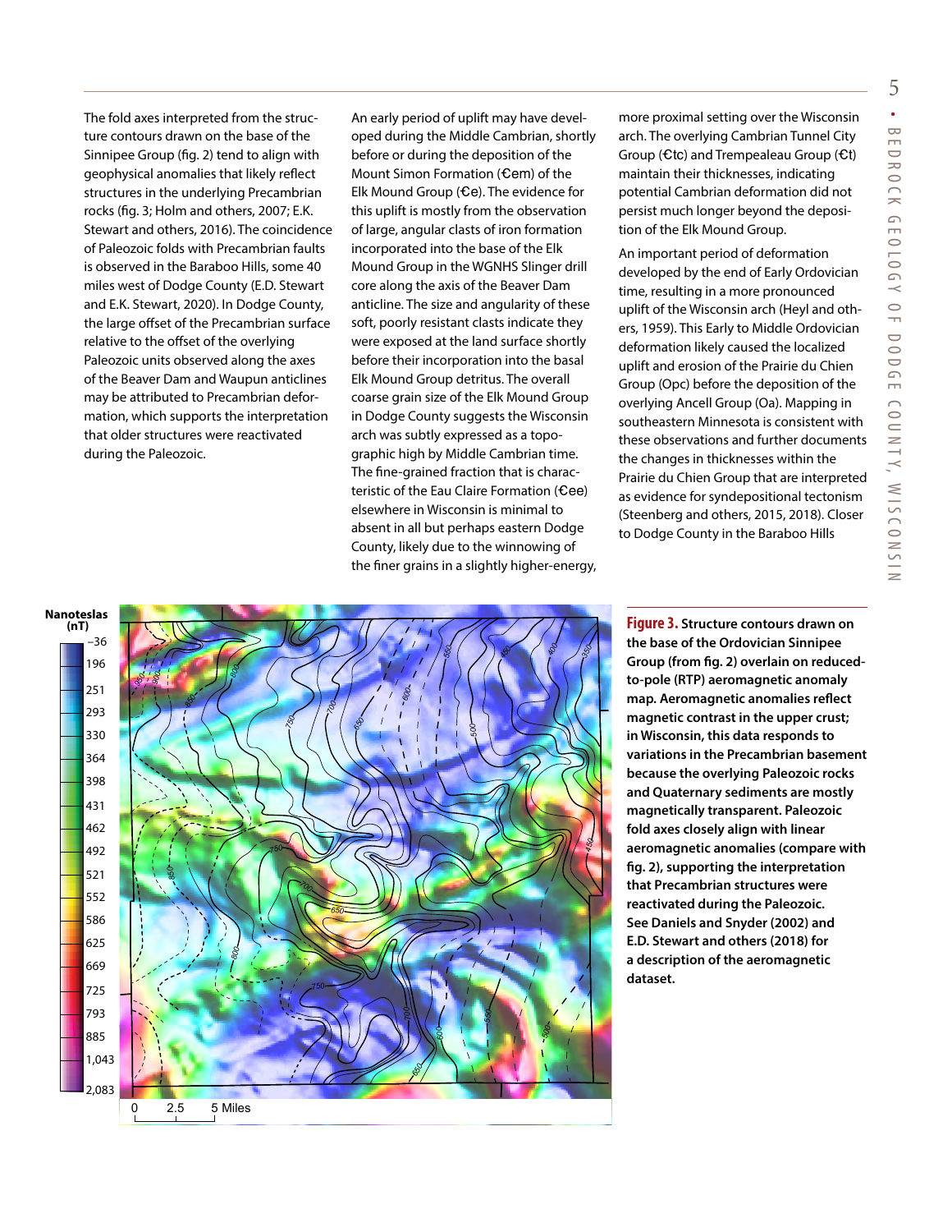The fold axes interpreted from the structure contours drawn on the base of the Sinnipee Group (fig. 2) tend to align with geophysical anomalies that likely reflect structures in the underlying Precambrian rocks (fig. 3; Holm and others, 2007; E.K. Stewart and others, 2016). The coincidence of Paleozoic folds with Precambrian faults is observed in the Baraboo Hills, some 40 miles west of Dodge County (E.D. Stewart and E.K. Stewart, 2020). In Dodge County, the large offset of the Precambrian surface relative to the offset of the overlying Paleozoic units observed along the axes of the Beaver Dam and Waupun anticlines may be attributed to Precambrian deformation, which supports the interpretation that older structures were reactivated during the Paleozoic.

An early period of uplift may have developed during the Middle Cambrian, shortly before or during the deposition of the Mount Simon Formation (Ꞓem) of the Elk Mound Group (Ꞓe). The evidence for this uplift is mostly from the observation of large, angular clasts of iron formation incorporated into the base of the Elk Mound Group in the WGNHS Slinger drill core along the axis of the Beaver Dam anticline. The size and angularity of these soft, poorly resistant clasts indicate they were exposed at the land surface shortly before their incorporation into the basal Elk Mound Group detritus. The overall coarse grain size of the Elk Mound Group in Dodge County suggests the Wisconsin arch was subtly expressed as a topographic high by Middle Cambrian time. The fine-grained fraction that is characteristic of the Eau Claire Formation (Ꞓee) elsewhere in Wisconsin is minimal to absent in all but perhaps eastern Dodge County, likely due to the winnowing of the finer grains in a slightly higher-energy, more proximal setting over the Wisconsin arch. The overlying Cambrian Tunnel City Group (Ꞓtc) and Trempealeau Group (Ꞓt) maintain their thicknesses, indicating potential Cambrian deformation did not persist much longer beyond the deposition of the Elk Mound Group.

An important period of deformation developed by the end of Early Ordovician time, resulting in a more pronounced uplift of the Wisconsin arch (Heyl and others, 1959). This Early to Middle Ordovician deformation likely caused the localized uplift and erosion of the Prairie du Chien Group (Opc) before the deposition of the overlying Ancell Group (Oa). Mapping in southeastern Minnesota is consistent with these observations and further documents the changes in thicknesses within the Prairie du Chien Group that are interpreted as evidence for syndepositional tectonism (Steenberg and others, 2015, 2018). Closer to Dodge County in the Baraboo Hills

**Figure 3.** **Structure contours drawn on the base of the Ordovician Sinnipee Group (from fig. 2) overlain on reduced-to-pole (RTP) aeromagnetic anomaly map. Aeromagnetic anomalies reflect magnetic contrast in the upper crust; in Wisconsin, this data responds to variations in the Precambrian basement because the overlying Paleozoic rocks and Quaternary sediments are mostly magnetically transparent. Paleozoic fold axes closely align with linear aeromagnetic anomalies (compare with fig. 2), supporting the interpretation that Precambrian structures were reactivated during the Paleozoic. See Daniels and Snyder (2002) and E.D. Stewart and others (2018) for a description of the aeromagnetic dataset.**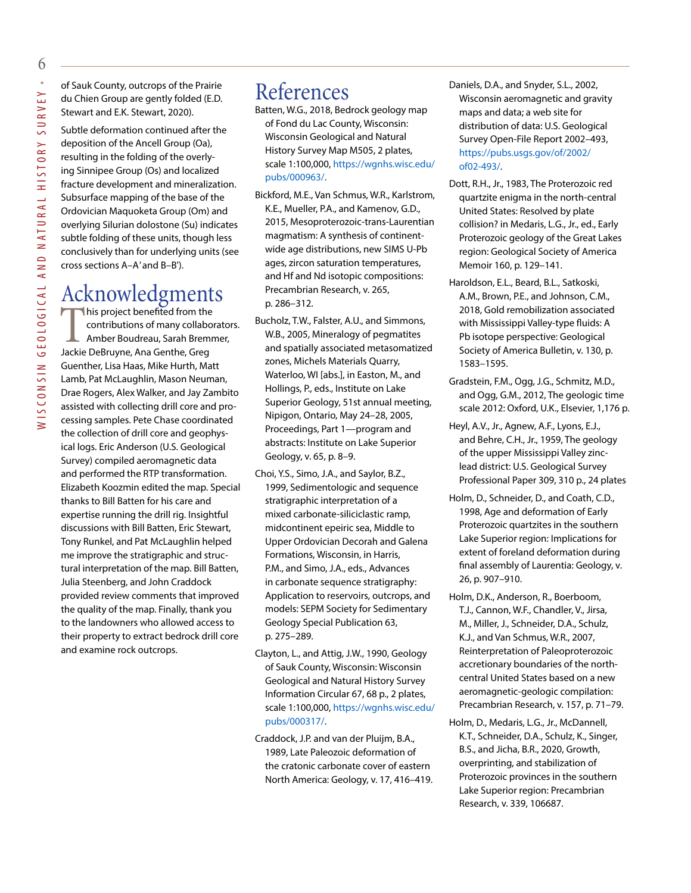of Sauk County, outcrops of the Prairie du Chien Group are gently folded (E.D. Stewart and E.K. Stewart, 2020).

Subtle deformation continued after the deposition of the Ancell Group (Oa), resulting in the folding of the overlying Sinnipee Group (Os) and localized fracture development and mineralization. Subsurface mapping of the base of the Ordovician Maquoketa Group (Om) and overlying Silurian dolostone (Su) indicates subtle folding of these units, though less conclusively than for underlying units (see cross sections A–A′ and B–B′).

# Acknowledgments

This project benefited from the contributions of many collaborators. Amber Boudreau, Sarah Bremmer, Jackie DeBruyne, Ana Genthe, Greg Guenther, Lisa Haas, Mike Hurth, Matt Lamb, Pat McLaughlin, Mason Neuman, Drae Rogers, Alex Walker, and Jay Zambito assisted with collecting drill core and processing samples. Pete Chase coordinated the collection of drill core and geophysical logs. Eric Anderson (U.S. Geological Survey) compiled aeromagnetic data and performed the RTP transformation. Elizabeth Koozmin edited the map. Special thanks to Bill Batten for his care and expertise running the drill rig. Insightful discussions with Bill Batten, Eric Stewart, Tony Runkel, and Pat McLaughlin helped me improve the stratigraphic and structural interpretation of the map. Bill Batten, Julia Steenberg, and John Craddock provided review comments that improved the quality of the map. Finally, thank you to the landowners who allowed access to their property to extract bedrock drill core and examine rock outcrops.

# References

Batten, W.G., 2018, Bedrock geology map of Fond du Lac County, Wisconsin: Wisconsin Geological and Natural History Survey Map M505, 2 plates, scale 1:100,000, https://wgnhs.wisc.edu/pubs/000963/.

Bickford, M.E., Van Schmus, W.R., Karlstrom, K.E., Mueller, P.A., and Kamenov, G.D., 2015, Mesoproterozoic-trans-Laurentian magmatism: A synthesis of continent-wide age distributions, new SIMS U-Pb ages, zircon saturation temperatures, and Hf and Nd isotopic compositions: Precambrian Research, v. 265, p. 286–312.

Bucholz, T.W., Falster, A.U., and Simmons, W.B., 2005, Mineralogy of pegmatites and spatially associated metasomatized zones, Michels Materials Quarry, Waterloo, WI [abs.], in Easton, M., and Hollings, P., eds., Institute on Lake Superior Geology, 51st annual meeting, Nipigon, Ontario, May 24–28, 2005, Proceedings, Part 1—program and abstracts: Institute on Lake Superior Geology, v. 65, p. 8–9.

Choi, Y.S., Simo, J.A., and Saylor, B.Z., 1999, Sedimentologic and sequence stratigraphic interpretation of a mixed carbonate-siliciclastic ramp, midcontinent epeiric sea, Middle to Upper Ordovician Decorah and Galena Formations, Wisconsin, in Harris, P.M., and Simo, J.A., eds., Advances in carbonate sequence stratigraphy: Application to reservoirs, outcrops, and models: SEPM Society for Sedimentary Geology Special Publication 63, p. 275–289.

Clayton, L., and Attig, J.W., 1990, Geology of Sauk County, Wisconsin: Wisconsin Geological and Natural History Survey Information Circular 67, 68 p., 2 plates, scale 1:100,000, https://wgnhs.wisc.edu/pubs/000317/.

Craddock, J.P. and van der Pluijm, B.A., 1989, Late Paleozoic deformation of the cratonic carbonate cover of eastern North America: Geology, v. 17, 416–419.

Daniels, D.A., and Snyder, S.L., 2002, Wisconsin aeromagnetic and gravity maps and data; a web site for distribution of data: U.S. Geological Survey Open-File Report 2002–493, https://pubs.usgs.gov/of/2002/of02-493/.

Dott, R.H., Jr., 1983, The Proterozoic red quartzite enigma in the north-central United States: Resolved by plate collision? in Medaris, L.G., Jr., ed., Early Proterozoic geology of the Great Lakes region: Geological Society of America Memoir 160, p. 129–141.

Haroldson, E.L., Beard, B.L., Satkoski, A.M., Brown, P.E., and Johnson, C.M., 2018, Gold remobilization associated with Mississippi Valley-type fluids: A Pb isotope perspective: Geological Society of America Bulletin, v. 130, p. 1583–1595.

Gradstein, F.M., Ogg, J.G., Schmitz, M.D., and Ogg, G.M., 2012, The geologic time scale 2012: Oxford, U.K., Elsevier, 1,176 p.

Heyl, A.V., Jr., Agnew, A.F., Lyons, E.J., and Behre, C.H., Jr., 1959, The geology of the upper Mississippi Valley zinc-lead district: U.S. Geological Survey Professional Paper 309, 310 p., 24 plates

Holm, D., Schneider, D., and Coath, C.D., 1998, Age and deformation of Early Proterozoic quartzites in the southern Lake Superior region: Implications for extent of foreland deformation during final assembly of Laurentia: Geology, v. 26, p. 907–910.

Holm, D.K., Anderson, R., Boerboom, T.J., Cannon, W.F., Chandler, V., Jirsa, M., Miller, J., Schneider, D.A., Schulz, K.J., and Van Schmus, W.R., 2007, Reinterpretation of Paleoproterozoic accretionary boundaries of the north-central United States based on a new aeromagnetic-geologic compilation: Precambrian Research, v. 157, p. 71–79.

Holm, D., Medaris, L.G., Jr., McDannell, K.T., Schneider, D.A., Schulz, K., Singer, B.S., and Jicha, B.R., 2020, Growth, overprinting, and stabilization of Proterozoic provinces in the southern Lake Superior region: Precambrian Research, v. 339, 106687.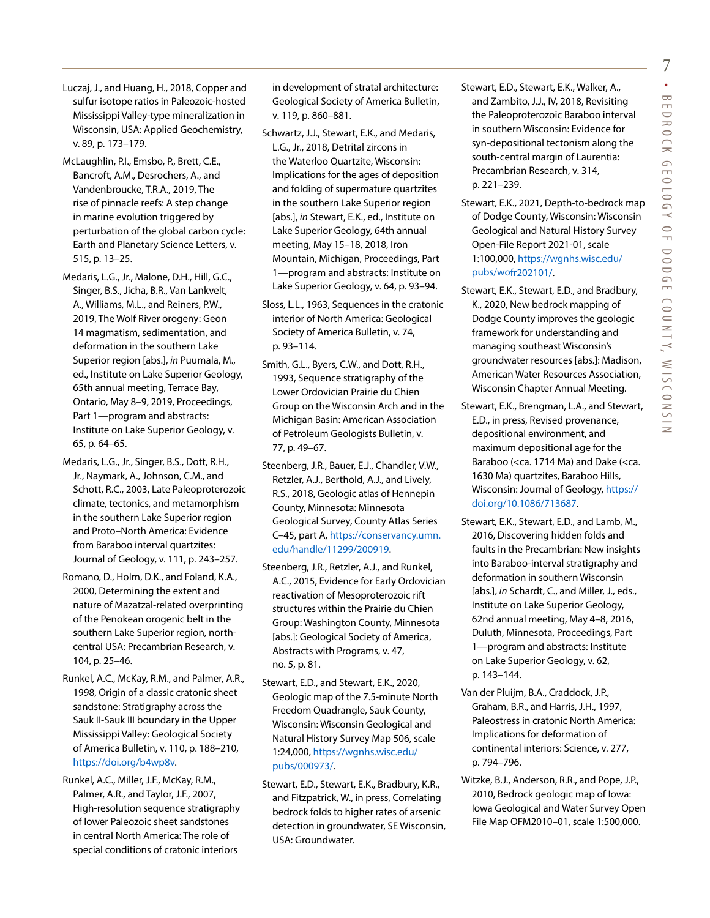Luczaj, J., and Huang, H., 2018, Copper and sulfur isotope ratios in Paleozoic-hosted Mississippi Valley-type mineralization in Wisconsin, USA: Applied Geochemistry, v. 89, p. 173–179.

McLaughlin, P.I., Emsbo, P., Brett, C.E., Bancroft, A.M., Desrochers, A., and Vandenbroucke, T.R.A., 2019, The rise of pinnacle reefs: A step change in marine evolution triggered by perturbation of the global carbon cycle: Earth and Planetary Science Letters, v. 515, p. 13–25.

Medaris, L.G., Jr., Malone, D.H., Hill, G.C., Singer, B.S., Jicha, B.R., Van Lankvelt, A., Williams, M.L., and Reiners, P.W., 2019, The Wolf River orogeny: Geon 14 magmatism, sedimentation, and deformation in the southern Lake Superior region [abs.], *in* Puumala, M., ed., Institute on Lake Superior Geology, 65th annual meeting, Terrace Bay, Ontario, May 8–9, 2019, Proceedings, Part 1—program and abstracts: Institute on Lake Superior Geology, v. 65, p. 64–65.

Medaris, L.G., Jr., Singer, B.S., Dott, R.H., Jr., Naymark, A., Johnson, C.M., and Schott, R.C., 2003, Late Paleoproterozoic climate, tectonics, and metamorphism in the southern Lake Superior region and Proto–North America: Evidence from Baraboo interval quartzites: Journal of Geology, v. 111, p. 243–257.

Romano, D., Holm, D.K., and Foland, K.A., 2000, Determining the extent and nature of Mazatzal-related overprinting of the Penokean orogenic belt in the southern Lake Superior region, north-central USA: Precambrian Research, v. 104, p. 25–46.

Runkel, A.C., McKay, R.M., and Palmer, A.R., 1998, Origin of a classic cratonic sheet sandstone: Stratigraphy across the Sauk II-Sauk III boundary in the Upper Mississippi Valley: Geological Society of America Bulletin, v. 110, p. 188–210, https://doi.org/b4wp8v.

Runkel, A.C., Miller, J.F., McKay, R.M., Palmer, A.R., and Taylor, J.F., 2007, High-resolution sequence stratigraphy of lower Paleozoic sheet sandstones in central North America: The role of special conditions of cratonic interiors in development of stratal architecture: Geological Society of America Bulletin, v. 119, p. 860–881.

Schwartz, J.J., Stewart, E.K., and Medaris, L.G., Jr., 2018, Detrital zircons in the Waterloo Quartzite, Wisconsin: Implications for the ages of deposition and folding of supermature quartzites in the southern Lake Superior region [abs.], *in* Stewart, E.K., ed., Institute on Lake Superior Geology, 64th annual meeting, May 15–18, 2018, Iron Mountain, Michigan, Proceedings, Part 1—program and abstracts: Institute on Lake Superior Geology, v. 64, p. 93–94.

Sloss, L.L., 1963, Sequences in the cratonic interior of North America: Geological Society of America Bulletin, v. 74, p. 93–114.

Smith, G.L., Byers, C.W., and Dott, R.H., 1993, Sequence stratigraphy of the Lower Ordovician Prairie du Chien Group on the Wisconsin Arch and in the Michigan Basin: American Association of Petroleum Geologists Bulletin, v. 77, p. 49–67.

Steenberg, J.R., Bauer, E.J., Chandler, V.W., Retzler, A.J., Berthold, A.J., and Lively, R.S., 2018, Geologic atlas of Hennepin County, Minnesota: Minnesota Geological Survey, County Atlas Series C–45, part A, https://conservancy.umn.edu/handle/11299/200919.

Steenberg, J.R., Retzler, A.J., and Runkel, A.C., 2015, Evidence for Early Ordovician reactivation of Mesoproterozoic rift structures within the Prairie du Chien Group: Washington County, Minnesota [abs.]: Geological Society of America, Abstracts with Programs, v. 47, no. 5, p. 81.

Stewart, E.D., and Stewart, E.K., 2020, Geologic map of the 7.5-minute North Freedom Quadrangle, Sauk County, Wisconsin: Wisconsin Geological and Natural History Survey Map 506, scale 1:24,000, https://wgnhs.wisc.edu/pubs/000973/.

Stewart, E.D., Stewart, E.K., Bradbury, K.R., and Fitzpatrick, W., in press, Correlating bedrock folds to higher rates of arsenic detection in groundwater, SE Wisconsin, USA: Groundwater.

Stewart, E.D., Stewart, E.K., Walker, A., and Zambito, J.J., IV, 2018, Revisiting the Paleoproterozoic Baraboo interval in southern Wisconsin: Evidence for syn-depositional tectonism along the south-central margin of Laurentia: Precambrian Research, v. 314, p. 221–239.

Stewart, E.K., 2021, Depth-to-bedrock map of Dodge County, Wisconsin: Wisconsin Geological and Natural History Survey Open-File Report 2021-01, scale 1:100,000, https://wgnhs.wisc.edu/pubs/wofr202101/.

Stewart, E.K., Stewart, E.D., and Bradbury, K., 2020, New bedrock mapping of Dodge County improves the geologic framework for understanding and managing southeast Wisconsin's groundwater resources [abs.]: Madison, American Water Resources Association, Wisconsin Chapter Annual Meeting.

Stewart, E.K., Brengman, L.A., and Stewart, E.D., in press, Revised provenance, depositional environment, and maximum depositional age for the Baraboo (<ca. 1714 Ma) and Dake (<ca. 1630 Ma) quartzites, Baraboo Hills, Wisconsin: Journal of Geology, https://doi.org/10.1086/713687.

Stewart, E.K., Stewart, E.D., and Lamb, M., 2016, Discovering hidden folds and faults in the Precambrian: New insights into Baraboo-interval stratigraphy and deformation in southern Wisconsin [abs.], *in* Schardt, C., and Miller, J., eds., Institute on Lake Superior Geology, 62nd annual meeting, May 4–8, 2016, Duluth, Minnesota, Proceedings, Part 1—program and abstracts: Institute on Lake Superior Geology, v. 62, p. 143–144.

Van der Pluijm, B.A., Craddock, J.P., Graham, B.R., and Harris, J.H., 1997, Paleostress in cratonic North America: Implications for deformation of continental interiors: Science, v. 277, p. 794–796.

Witzke, B.J., Anderson, R.R., and Pope, J.P., 2010, Bedrock geologic map of Iowa: Iowa Geological and Water Survey Open File Map OFM2010–01, scale 1:500,000.